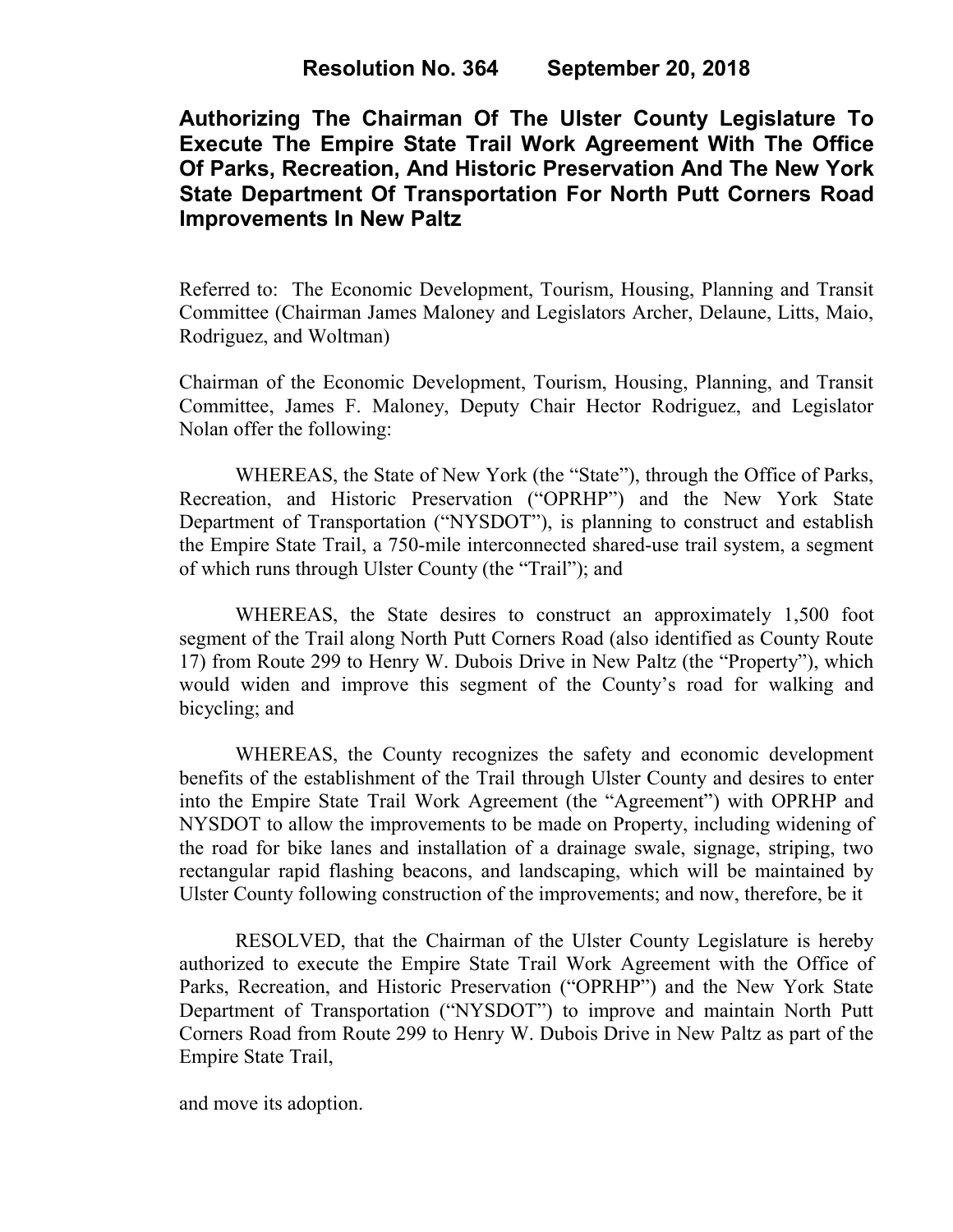# Resolution No. 364 September 20, 2018

## Authorizing The Chairman Of The Ulster County Legislature To Execute The Empire State Trail Work Agreement With The Office Of Parks, Recreation, And Historic Preservation And The New York State Department Of Transportation For North Putt Corners Road Improvements In New Paltz

Referred to: The Economic Development, Tourism, Housing, Planning and Transit Committee (Chairman James Maloney and Legislators Archer, Delaune, Litts, Maio, Rodriguez, and Woltman)

Chairman of the Economic Development, Tourism, Housing, Planning, and Transit Committee, James F. Maloney, Deputy Chair Hector Rodriguez, and Legislator Nolan offer the following:

WHEREAS, the State of New York (the "State"), through the Office of Parks, Recreation, and Historic Preservation ("OPRHP") and the New York State Department of Transportation ("NYSDOT"), is planning to construct and establish the Empire State Trail, a 750-mile interconnected shared-use trail system, a segment of which runs through Ulster County (the "Trail"); and

WHEREAS, the State desires to construct an approximately 1,500 foot segment of the Trail along North Putt Corners Road (also identified as County Route 17) from Route 299 to Henry W. Dubois Drive in New Paltz (the "Property"), which would widen and improve this segment of the County's road for walking and bicycling; and

WHEREAS, the County recognizes the safety and economic development benefits of the establishment of the Trail through Ulster County and desires to enter into the Empire State Trail Work Agreement (the "Agreement") with OPRHP and NYSDOT to allow the improvements to be made on Property, including widening of the road for bike lanes and installation of a drainage swale, signage, striping, two rectangular rapid flashing beacons, and landscaping, which will be maintained by Ulster County following construction of the improvements; and now, therefore, be it

RESOLVED, that the Chairman of the Ulster County Legislature is hereby authorized to execute the Empire State Trail Work Agreement with the Office of Parks, Recreation, and Historic Preservation ("OPRHP") and the New York State Department of Transportation ("NYSDOT") to improve and maintain North Putt Corners Road from Route 299 to Henry W. Dubois Drive in New Paltz as part of the Empire State Trail,

and move its adoption.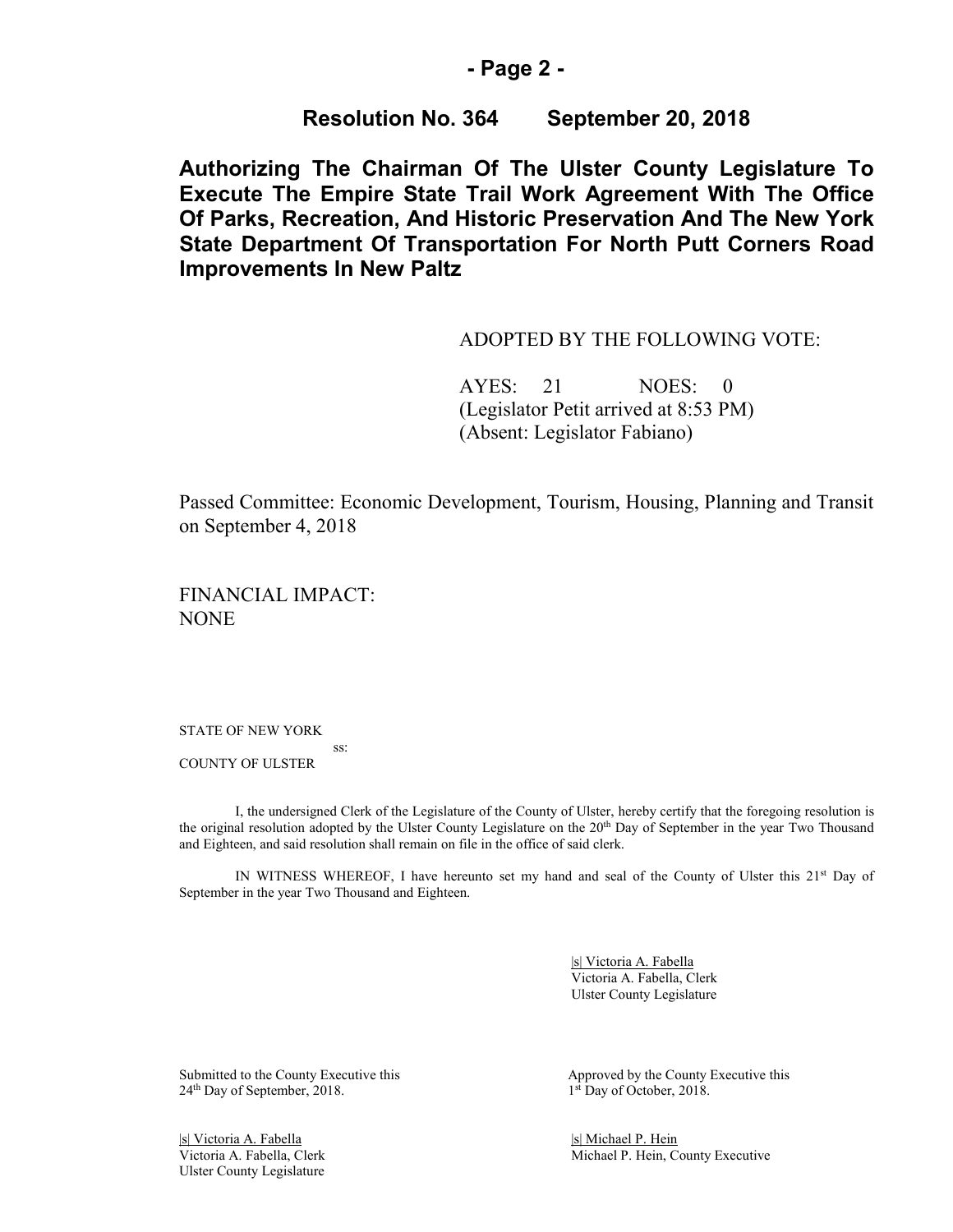**Resolution No. 364 September 20, 2018**

**Authorizing The Chairman Of The Ulster County Legislature To Execute The Empire State Trail Work Agreement With The Office Of Parks, Recreation, And Historic Preservation And The New York State Department Of Transportation For North Putt Corners Road Improvements In New Paltz**

ADOPTED BY THE FOLLOWING VOTE:

AYES: 21 NOES: 0
(Legislator Petit arrived at 8:53 PM)
(Absent: Legislator Fabiano)

Passed Committee: Economic Development, Tourism, Housing, Planning and Transit on September 4, 2018

FINANCIAL IMPACT:
NONE

STATE OF NEW YORK
ss:
COUNTY OF ULSTER

I, the undersigned Clerk of the Legislature of the County of Ulster, hereby certify that the foregoing resolution is the original resolution adopted by the Ulster County Legislature on the 20th Day of September in the year Two Thousand and Eighteen, and said resolution shall remain on file in the office of said clerk.

IN WITNESS WHEREOF, I have hereunto set my hand and seal of the County of Ulster this 21st Day of September in the year Two Thousand and Eighteen.

|s| Victoria A. Fabella
Victoria A. Fabella, Clerk
Ulster County Legislature

Submitted to the County Executive this 24th Day of September, 2018.

|s| Victoria A. Fabella
Victoria A. Fabella, Clerk
Ulster County Legislature

Approved by the County Executive this 1st Day of October, 2018.

|s| Michael P. Hein
Michael P. Hein, County Executive